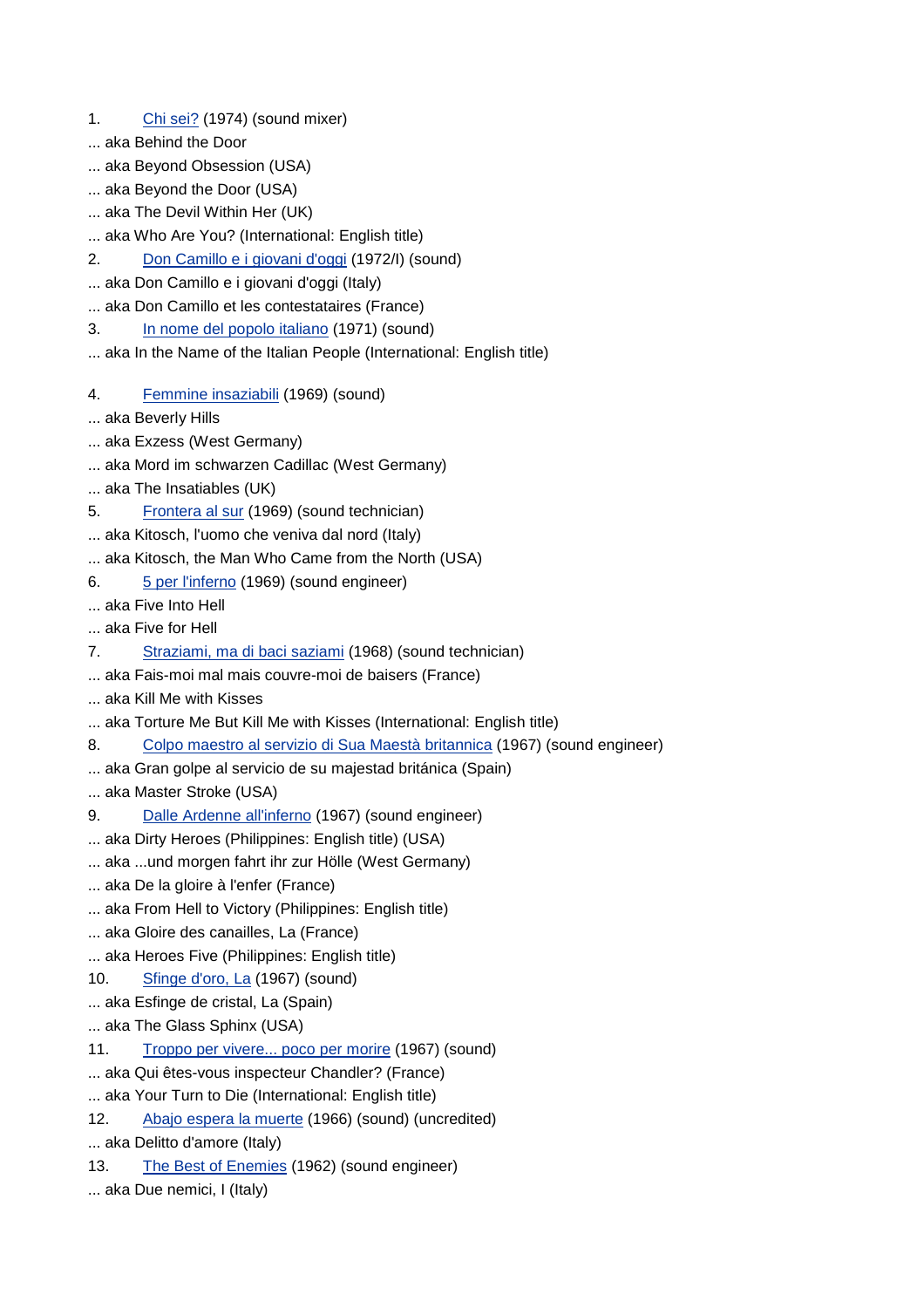1. Chi sei? (1974) (sound mixer)

... aka Behind the Door

... aka Beyond Obsession (USA)

... aka Beyond the Door (USA)

... aka The Devil Within Her (UK)

... aka Who Are You? (International: English title)

2. Don Camillo e i giovani d'oggi (1972/I) (sound)

... aka Don Camillo e i giovani d'oggi (Italy)

... aka Don Camillo et les contestataires (France)

3. In nome del popolo italiano (1971) (sound)

... aka In the Name of the Italian People (International: English title)

4. Femmine insaziabili (1969) (sound)

... aka Beverly Hills

... aka Exzess (West Germany)

... aka Mord im schwarzen Cadillac (West Germany)

... aka The Insatiables (UK)

5. Frontera al sur (1969) (sound technician)

... aka Kitosch, l'uomo che veniva dal nord (Italy)

... aka Kitosch, the Man Who Came from the North (USA)

6. 5 per l'inferno (1969) (sound engineer)

... aka Five Into Hell

... aka Five for Hell

7. Straziami, ma di baci saziami (1968) (sound technician)

... aka Fais-moi mal mais couvre-moi de baisers (France)

... aka Kill Me with Kisses

... aka Torture Me But Kill Me with Kisses (International: English title)

8. Colpo maestro al servizio di Sua Maestà britannica (1967) (sound engineer)

... aka Gran golpe al servicio de su majestad británica (Spain)

... aka Master Stroke (USA)

9. Dalle Ardenne all'inferno (1967) (sound engineer)

... aka Dirty Heroes (Philippines: English title) (USA)

... aka ...und morgen fahrt ihr zur Hölle (West Germany)

... aka De la gloire à l'enfer (France)

... aka From Hell to Victory (Philippines: English title)

... aka Gloire des canailles, La (France)

... aka Heroes Five (Philippines: English title)

10. Sfinge d'oro, La (1967) (sound)

... aka Esfinge de cristal, La (Spain)

... aka The Glass Sphinx (USA)

11. Troppo per vivere... poco per morire (1967) (sound)

... aka Qui êtes-vous inspecteur Chandler? (France)

... aka Your Turn to Die (International: English title)

12. Abajo espera la muerte (1966) (sound) (uncredited)

... aka Delitto d'amore (Italy)

13. The Best of Enemies (1962) (sound engineer)

... aka Due nemici, I (Italy)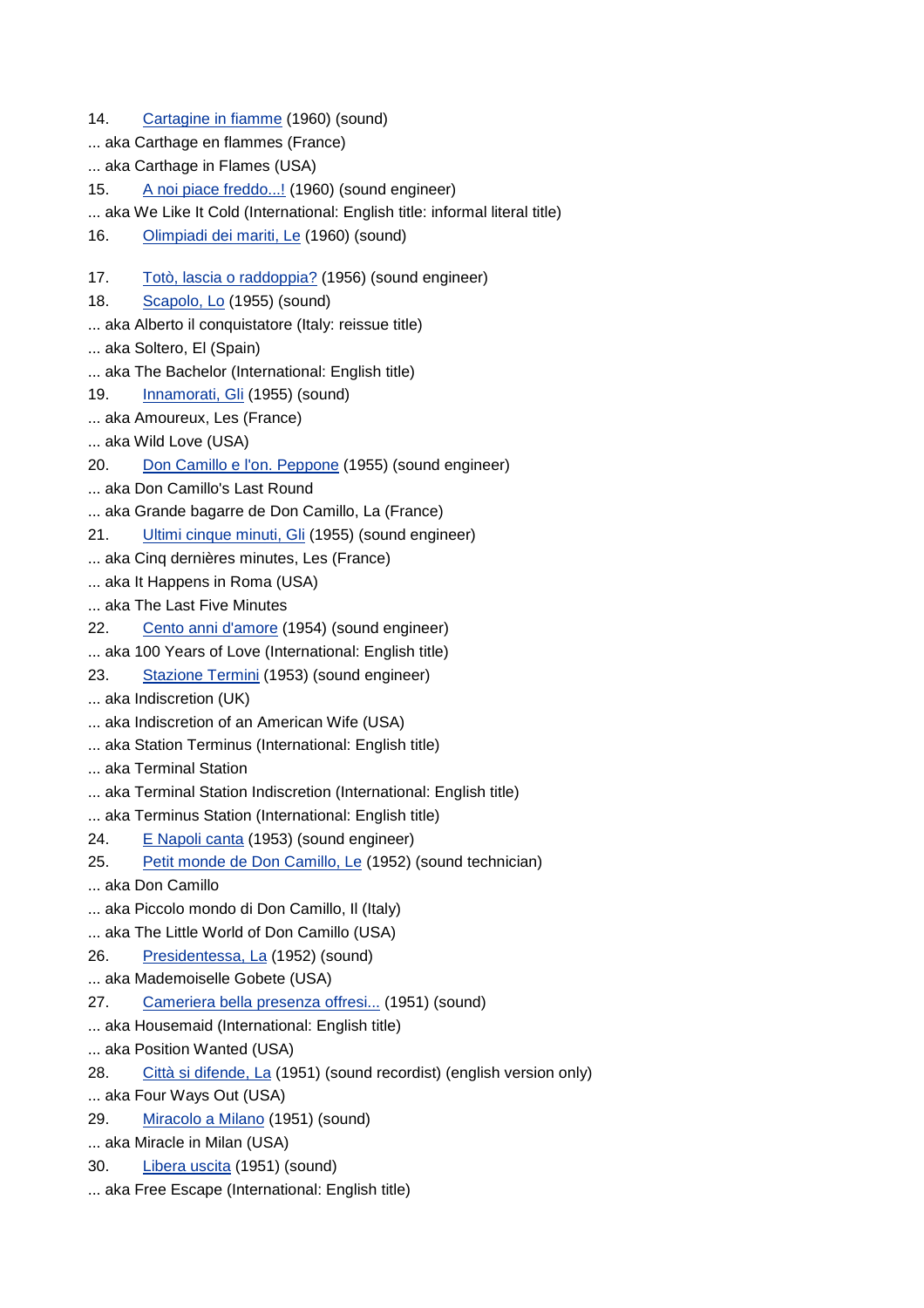14. Cartagine in fiamme (1960) (sound)
... aka Carthage en flammes (France)
... aka Carthage in Flames (USA)
15. A noi piace freddo...! (1960) (sound engineer)
... aka We Like It Cold (International: English title: informal literal title)
16. Olimpiadi dei mariti, Le (1960) (sound)

17. Totò, lascia o raddoppia? (1956) (sound engineer)
18. Scapolo, Lo (1955) (sound)
... aka Alberto il conquistatore (Italy: reissue title)
... aka Soltero, El (Spain)
... aka The Bachelor (International: English title)
19. Innamorati, Gli (1955) (sound)
... aka Amoureux, Les (France)
... aka Wild Love (USA)
20. Don Camillo e l'on. Peppone (1955) (sound engineer)
... aka Don Camillo's Last Round
... aka Grande bagarre de Don Camillo, La (France)
21. Ultimi cinque minuti, Gli (1955) (sound engineer)
... aka Cinq dernières minutes, Les (France)
... aka It Happens in Roma (USA)
... aka The Last Five Minutes
22. Cento anni d'amore (1954) (sound engineer)
... aka 100 Years of Love (International: English title)
23. Stazione Termini (1953) (sound engineer)
... aka Indiscretion (UK)
... aka Indiscretion of an American Wife (USA)
... aka Station Terminus (International: English title)
... aka Terminal Station
... aka Terminal Station Indiscretion (International: English title)
... aka Terminus Station (International: English title)
24. E Napoli canta (1953) (sound engineer)
25. Petit monde de Don Camillo, Le (1952) (sound technician)
... aka Don Camillo
... aka Piccolo mondo di Don Camillo, Il (Italy)
... aka The Little World of Don Camillo (USA)
26. Presidentessa, La (1952) (sound)
... aka Mademoiselle Gobete (USA)
27. Cameriera bella presenza offresi... (1951) (sound)
... aka Housemaid (International: English title)
... aka Position Wanted (USA)
28. Città si difende, La (1951) (sound recordist) (english version only)
... aka Four Ways Out (USA)
29. Miracolo a Milano (1951) (sound)
... aka Miracle in Milan (USA)
30. Libera uscita (1951) (sound)
... aka Free Escape (International: English title)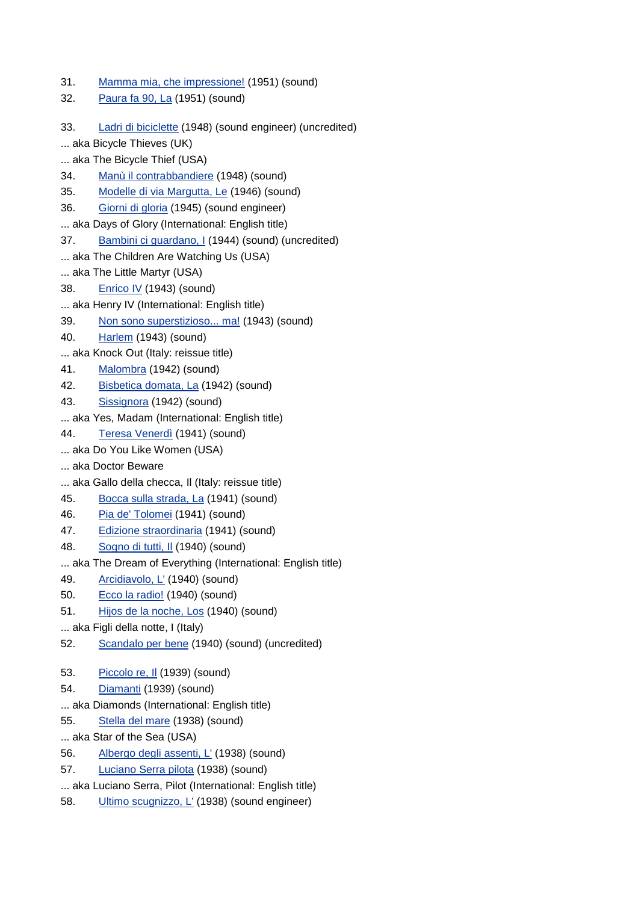31. [Mamma mia, che impressione!](#) (1951) (sound)
32. [Paura fa 90, La](#) (1951) (sound)

33. [Ladri di biciclette](#) (1948) (sound engineer) (uncredited)
... aka Bicycle Thieves (UK)
... aka The Bicycle Thief (USA)
34. [Manù il contrabbandiere](#) (1948) (sound)
35. [Modelle di via Margutta, Le](#) (1946) (sound)
36. [Giorni di gloria](#) (1945) (sound engineer)
... aka Days of Glory (International: English title)
37. [Bambini ci guardano, I](#) (1944) (sound) (uncredited)
... aka The Children Are Watching Us (USA)
... aka The Little Martyr (USA)
38. [Enrico IV](#) (1943) (sound)
... aka Henry IV (International: English title)
39. [Non sono superstizioso... ma!](#) (1943) (sound)
40. [Harlem](#) (1943) (sound)
... aka Knock Out (Italy: reissue title)
41. [Malombra](#) (1942) (sound)
42. [Bisbetica domata, La](#) (1942) (sound)
43. [Sissignora](#) (1942) (sound)
... aka Yes, Madam (International: English title)
44. [Teresa Venerdì](#) (1941) (sound)
... aka Do You Like Women (USA)
... aka Doctor Beware
... aka Gallo della checca, Il (Italy: reissue title)
45. [Bocca sulla strada, La](#) (1941) (sound)
46. [Pia de' Tolomei](#) (1941) (sound)
47. [Edizione straordinaria](#) (1941) (sound)
48. [Sogno di tutti, Il](#) (1940) (sound)
... aka The Dream of Everything (International: English title)
49. [Arcidiavolo, L'](#) (1940) (sound)
50. [Ecco la radio!](#) (1940) (sound)
51. [Hijos de la noche, Los](#) (1940) (sound)
... aka Figli della notte, I (Italy)
52. [Scandalo per bene](#) (1940) (sound) (uncredited)

53. [Piccolo re, Il](#) (1939) (sound)
54. [Diamanti](#) (1939) (sound)
... aka Diamonds (International: English title)
55. [Stella del mare](#) (1938) (sound)
... aka Star of the Sea (USA)
56. [Albergo degli assenti, L'](#) (1938) (sound)
57. [Luciano Serra pilota](#) (1938) (sound)
... aka Luciano Serra, Pilot (International: English title)
58. [Ultimo scugnizzo, L'](#) (1938) (sound engineer)